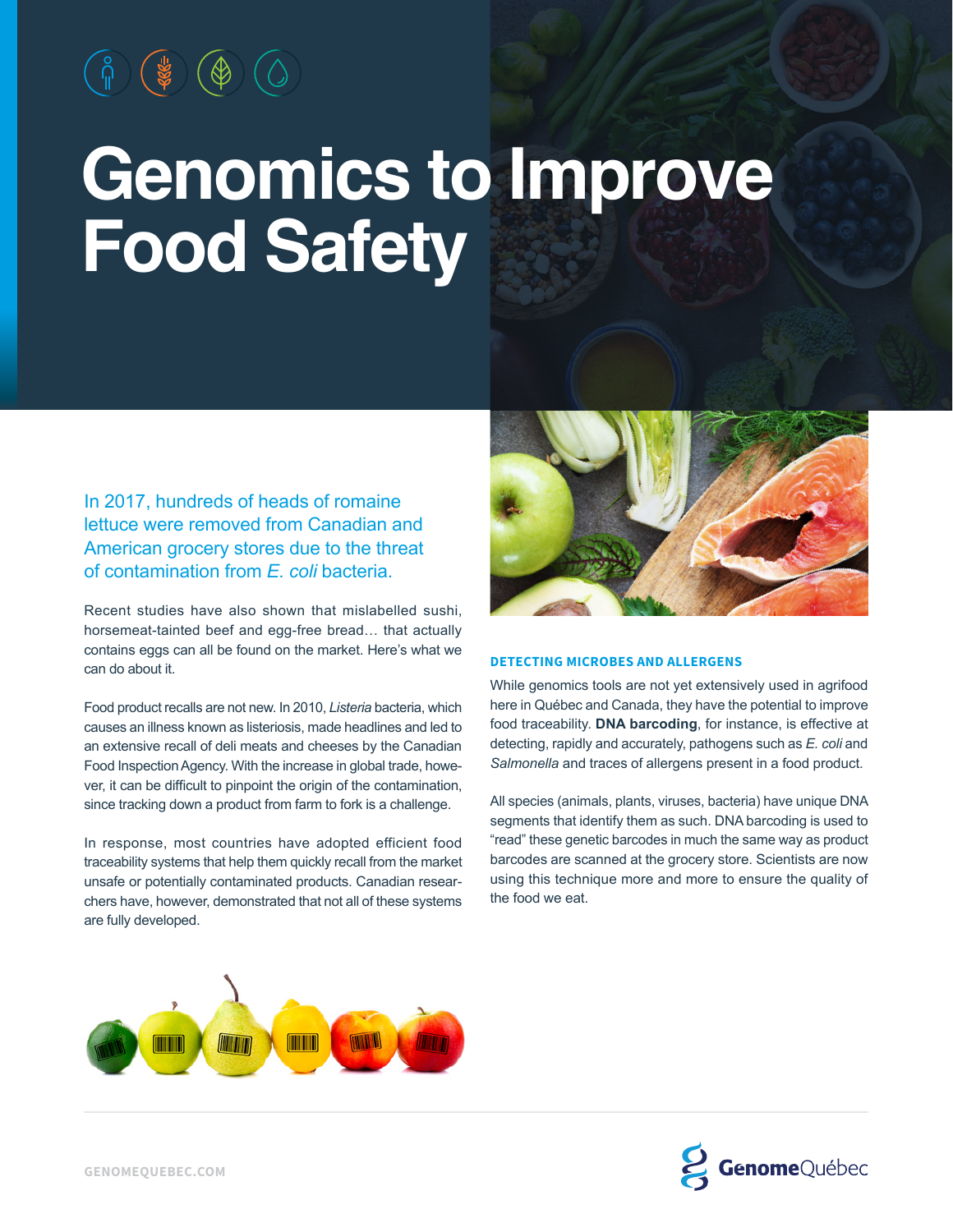# Genomics to Improve Food Safety

In 2017, hundreds of heads of romaine lettuce were removed from Canadian and American grocery stores due to the threat of contamination from *E. coli* bacteria.

Recent studies have also shown that mislabelled sushi, horsemeat-tainted beef and egg-free bread… that actually contains eggs can all be found on the market. Here's what we can do about it.

Food product recalls are not new. In 2010, *Listeria* bacteria, which causes an illness known as listeriosis, made headlines and led to an extensive recall of deli meats and cheeses by the Canadian Food Inspection Agency. With the increase in global trade, however, it can be difficult to pinpoint the origin of the contamination, since tracking down a product from farm to fork is a challenge.

In response, most countries have adopted efficient food traceability systems that help them quickly recall from the market unsafe or potentially contaminated products. Canadian researchers have, however, demonstrated that not all of these systems are fully developed.

## DETECTING MICROBES AND ALLERGENS

While genomics tools are not yet extensively used in agrifood here in Québec and Canada, they have the potential to improve food traceability. **DNA barcoding**, for instance, is effective at detecting, rapidly and accurately, pathogens such as *E. coli* and *Salmonella* and traces of allergens present in a food product.

All species (animals, plants, viruses, bacteria) have unique DNA segments that identify them as such. DNA barcoding is used to "read" these genetic barcodes in much the same way as product barcodes are scanned at the grocery store. Scientists are now using this technique more and more to ensure the quality of the food we eat.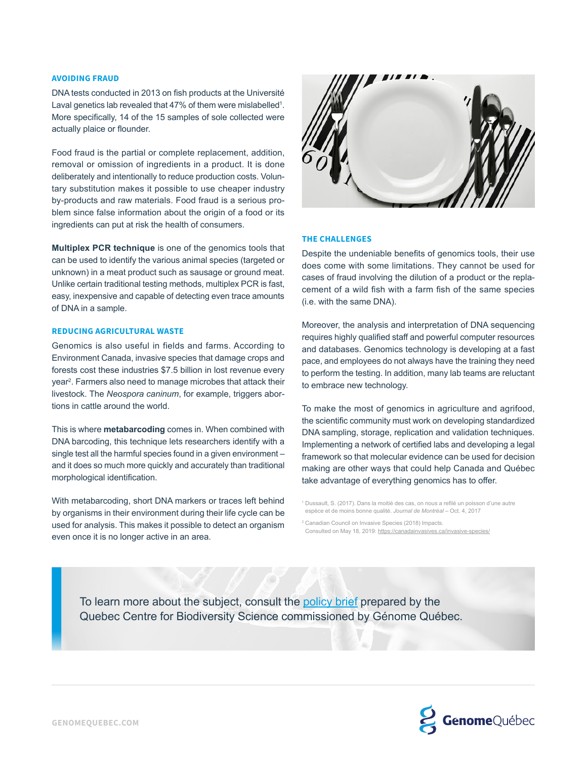## AVOIDING FRAUD

DNA tests conducted in 2013 on fish products at the Université Laval genetics lab revealed that 47% of them were mislabelled[1]. More specifically, 14 of the 15 samples of sole collected were actually plaice or flounder.

Food fraud is the partial or complete replacement, addition, removal or omission of ingredients in a product. It is done deliberately and intentionally to reduce production costs. Voluntary substitution makes it possible to use cheaper industry by-products and raw materials. Food fraud is a serious problem since false information about the origin of a food or its ingredients can put at risk the health of consumers.

**Multiplex PCR technique** is one of the genomics tools that can be used to identify the various animal species (targeted or unknown) in a meat product such as sausage or ground meat. Unlike certain traditional testing methods, multiplex PCR is fast, easy, inexpensive and capable of detecting even trace amounts of DNA in a sample.

## REDUCING AGRICULTURAL WASTE

Genomics is also useful in fields and farms. According to Environment Canada, invasive species that damage crops and forests cost these industries $7.5 billion in lost revenue every year[2]. Farmers also need to manage microbes that attack their livestock. The *Neospora caninum*, for example, triggers abortions in cattle around the world.

This is where **metabarcoding** comes in. When combined with DNA barcoding, this technique lets researchers identify with a single test all the harmful species found in a given environment – and it does so much more quickly and accurately than traditional morphological identification.

With metabarcoding, short DNA markers or traces left behind by organisms in their environment during their life cycle can be used for analysis. This makes it possible to detect an organism even once it is no longer active in an area.

## THE CHALLENGES

Despite the undeniable benefits of genomics tools, their use does come with some limitations. They cannot be used for cases of fraud involving the dilution of a product or the replacement of a wild fish with a farm fish of the same species (i.e. with the same DNA).

Moreover, the analysis and interpretation of DNA sequencing requires highly qualified staff and powerful computer resources and databases. Genomics technology is developing at a fast pace, and employees do not always have the training they need to perform the testing. In addition, many lab teams are reluctant to embrace new technology.

To make the most of genomics in agriculture and agrifood, the scientific community must work on developing standardized DNA sampling, storage, replication and validation techniques. Implementing a network of certified labs and developing a legal framework so that molecular evidence can be used for decision making are other ways that could help Canada and Québec take advantage of everything genomics has to offer.

[1] Dussault, S. (2017). Dans la moitié des cas, on nous a refilé un poisson d'une autre espèce et de moins bonne qualité. *Journal de Montréal* – Oct. 4, 2017

[2] Canadian Council on Invasive Species (2018) Impacts. Consulted on May 18, 2019: https://canadainvasives.ca/invasive-species/

To learn more about the subject, consult the policy brief prepared by the Quebec Centre for Biodiversity Science commissioned by Génome Québec.